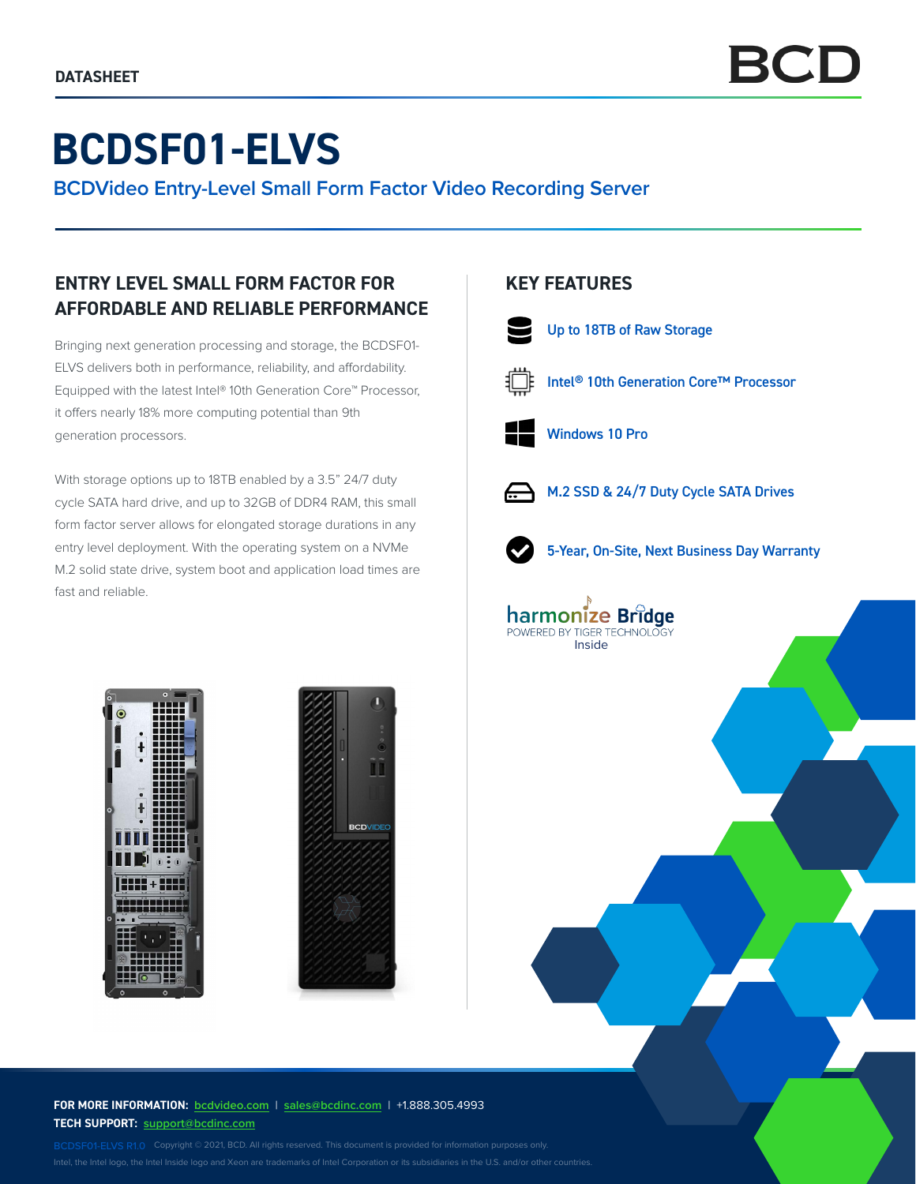DATASHEET

BCD

# BCDSF01-ELVS

## BCDVideo Entry-Level Small Form Factor Video Recording Server

### ENTRY LEVEL SMALL FORM FACTOR FOR AFFORDABLE AND RELIABLE PERFORMANCE

Bringing next generation processing and storage, the BCDSF01-ELVS delivers both in performance, reliability, and affordability. Equipped with the latest Intel® 10th Generation Core™ Processor, it offers nearly 18% more computing potential than 9th generation processors.

With storage options up to 18TB enabled by a 3.5" 24/7 duty cycle SATA hard drive, and up to 32GB of DDR4 RAM, this small form factor server allows for elongated storage durations in any entry level deployment. With the operating system on a NVMe M.2 solid state drive, system boot and application load times are fast and reliable.

### KEY FEATURES

- Up to 18TB of Raw Storage
- Intel® 10th Generation Core™ Processor
- Windows 10 Pro
- M.2 SSD & 24/7 Duty Cycle SATA Drives
- 5-Year, On-Site, Next Business Day Warranty

harmonize Bridge
POWERED BY TIGER TECHNOLOGY
Inside

**FOR MORE INFORMATION:** bcdvideo.com | sales@bcdinc.com | +1.888.305.4993
**TECH SUPPORT:** support@bcdinc.com

BCDSF01-ELVS R1.0 Copyright © 2021, BCD. All rights reserved. This document is provided for information purposes only.
Intel, the Intel logo, the Intel Inside logo and Xeon are trademarks of Intel Corporation or its subsidiaries in the U.S. and/or other countries.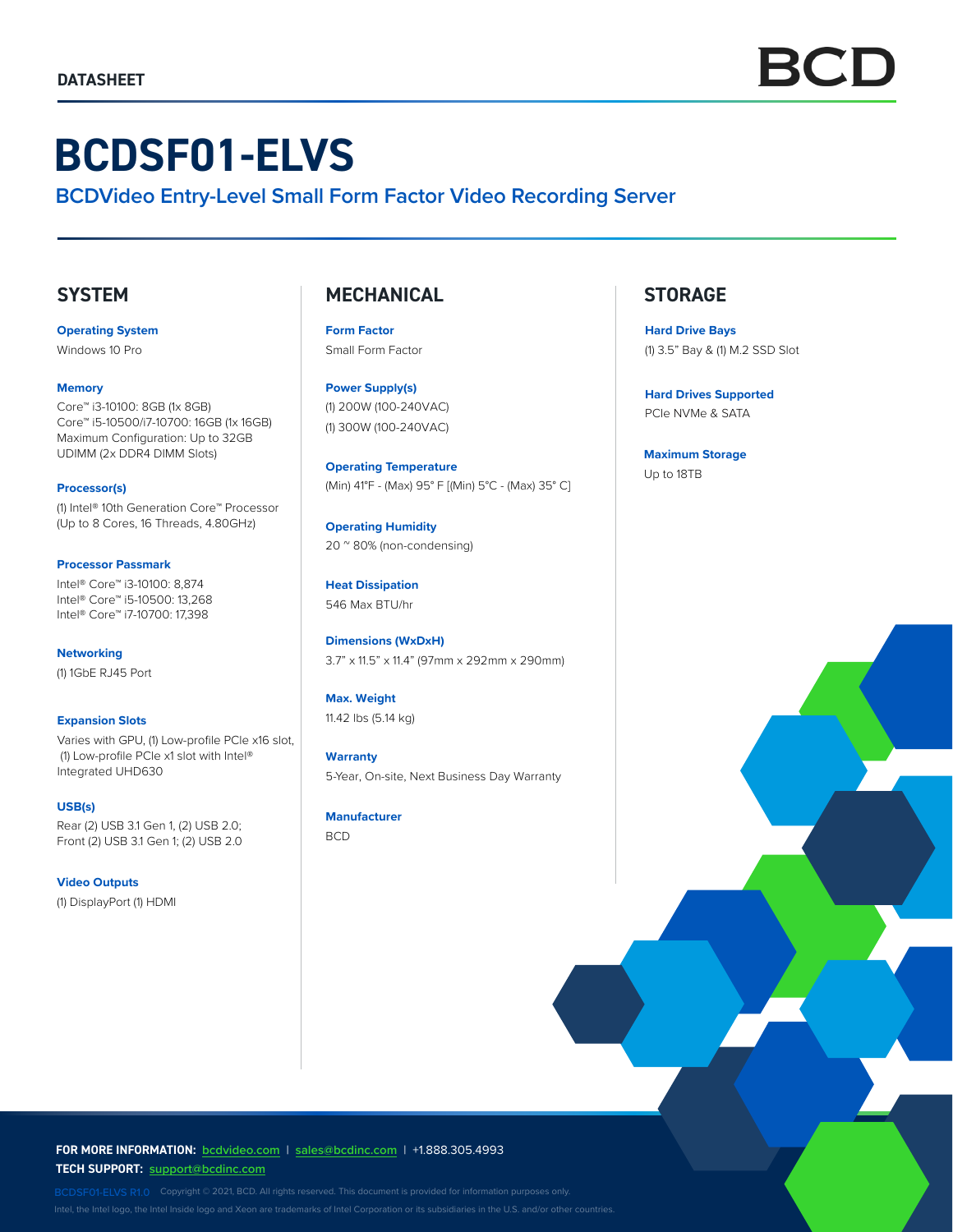DATASHEET

BCD

# BCDSF01-ELVS

## BCDVideo Entry-Level Small Form Factor Video Recording Server

## SYSTEM

**Operating System**

Windows 10 Pro

**Memory**

Core™ i3-10100: 8GB (1x 8GB)
Core™ i5-10500/i7-10700: 16GB (1x 16GB)
Maximum Configuration: Up to 32GB UDIMM (2x DDR4 DIMM Slots)

**Processor(s)**

(1) Intel® 10th Generation Core™ Processor (Up to 8 Cores, 16 Threads, 4.80GHz)

**Processor Passmark**

Intel® Core™ i3-10100: 8,874
Intel® Core™ i5-10500: 13,268
Intel® Core™ i7-10700: 17,398

**Networking**

(1) 1GbE RJ45 Port

**Expansion Slots**

Varies with GPU, (1) Low-profile PCIe x16 slot, (1) Low-profile PCIe x1 slot with Intel® Integrated UHD630

**USB(s)**

Rear (2) USB 3.1 Gen 1, (2) USB 2.0;
Front (2) USB 3.1 Gen 1; (2) USB 2.0

**Video Outputs**

(1) DisplayPort (1) HDMI

## MECHANICAL

**Form Factor**

Small Form Factor

**Power Supply(s)**

(1) 200W (100-240VAC)
(1) 300W (100-240VAC)

**Operating Temperature**

(Min) 41°F - (Max) 95° F [(Min) 5°C - (Max) 35° C]

**Operating Humidity**

20 ~ 80% (non-condensing)

**Heat Dissipation**

546 Max BTU/hr

**Dimensions (WxDxH)**

3.7" x 11.5" x 11.4" (97mm x 292mm x 290mm)

**Max. Weight**

11.42 lbs (5.14 kg)

**Warranty**

5-Year, On-site, Next Business Day Warranty

**Manufacturer**

BCD

## STORAGE

**Hard Drive Bays**

(1) 3.5" Bay & (1) M.2 SSD Slot

**Hard Drives Supported**

PCIe NVMe & SATA

**Maximum Storage**

Up to 18TB

**FOR MORE INFORMATION:** bcdvideo.com | sales@bcdinc.com | +1.888.305.4993
**TECH SUPPORT:** support@bcdinc.com

BCDSF01-ELVS R1.0 Copyright © 2021, BCD. All rights reserved. This document is provided for information purposes only.
Intel, the Intel logo, the Intel Inside logo and Xeon are trademarks of Intel Corporation or its subsidiaries in the U.S. and/or other countries.